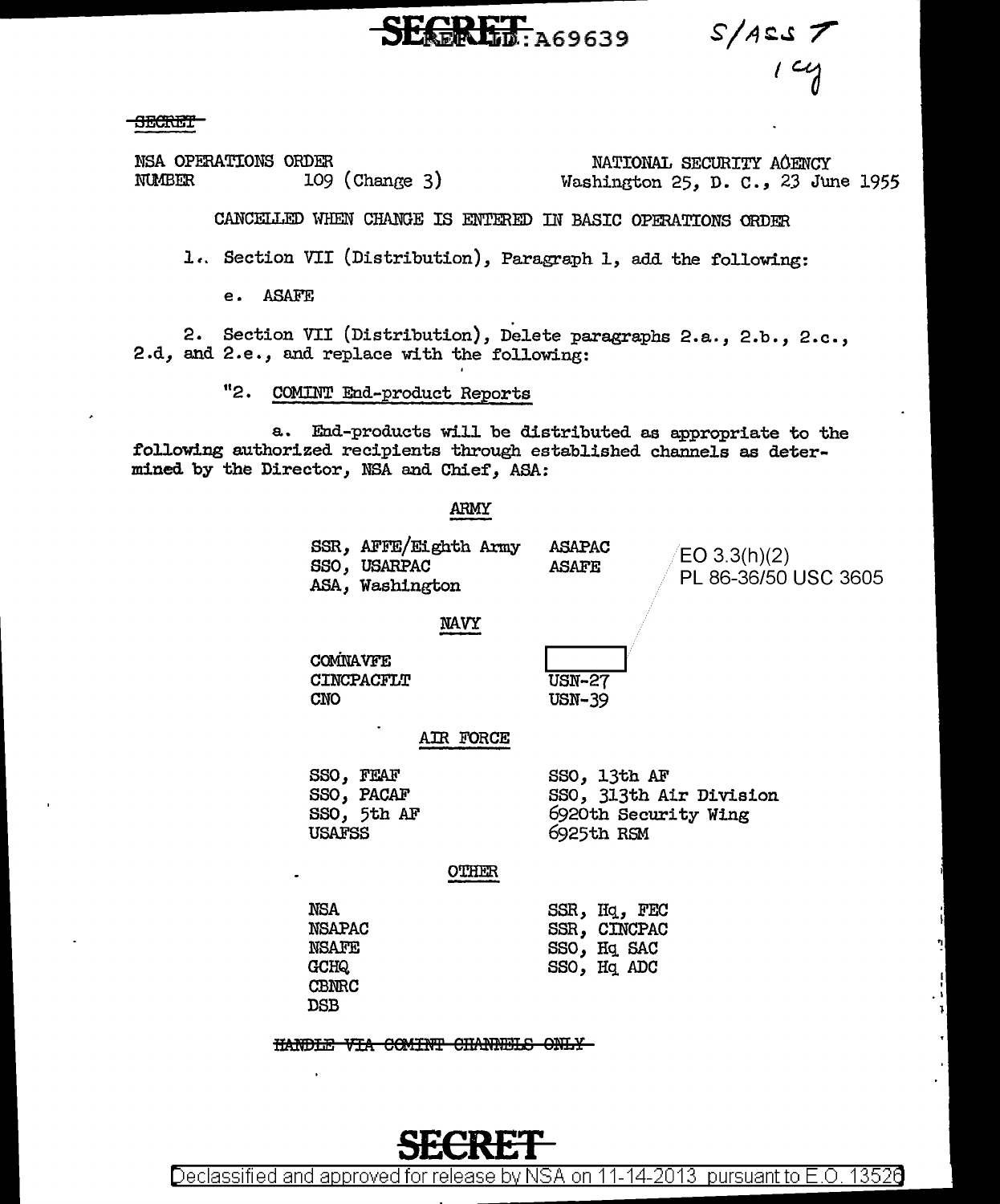SECRET REF ID:A69639

S/ASS T
1 cy

SECRET

NSA OPERATIONS ORDER
NUMBER 109 (Change 3)

NATIONAL SECURITY AGENCY
Washington 25, D. C., 23 June 1955

CANCELLED WHEN CHANGE IS ENTERED IN BASIC OPERATIONS ORDER

1. Section VII (Distribution), Paragraph 1, add the following:

e. ASAFE

2. Section VII (Distribution), Delete paragraphs 2.a., 2.b., 2.c., 2.d, and 2.e., and replace with the following:

"2. COMINT End-product Reports

a. End-products will be distributed as appropriate to the following authorized recipients through established channels as determined by the Director, NSA and Chief, ASA:

ARMY

SSR, AFFE/Eighth Army
SSO, USARPAC
ASA, Washington
ASAPAC
ASAFE

EO 3.3(h)(2)
PL 86-36/50 USC 3605

NAVY

COMNAVFE
CINCPACFLT
CNO
[redacted]
USN-27
USN-39

AIR FORCE

SSO, FEAF
SSO, PACAF
SSO, 5th AF
USAFSS
SSO, 13th AF
SSO, 313th Air Division
6920th Security Wing
6925th RSM

OTHER

NSA
NSAPAC
NSAFE
GCHQ
CBNRC
DSB
SSR, Hq, FEC
SSR, CINCPAC
SSO, Hq SAC
SSO, Hq ADC

HANDLE VIA COMINT CHANNELS ONLY

SECRET

Declassified and approved for release by NSA on 11-14-2013 pursuant to E.O. 13526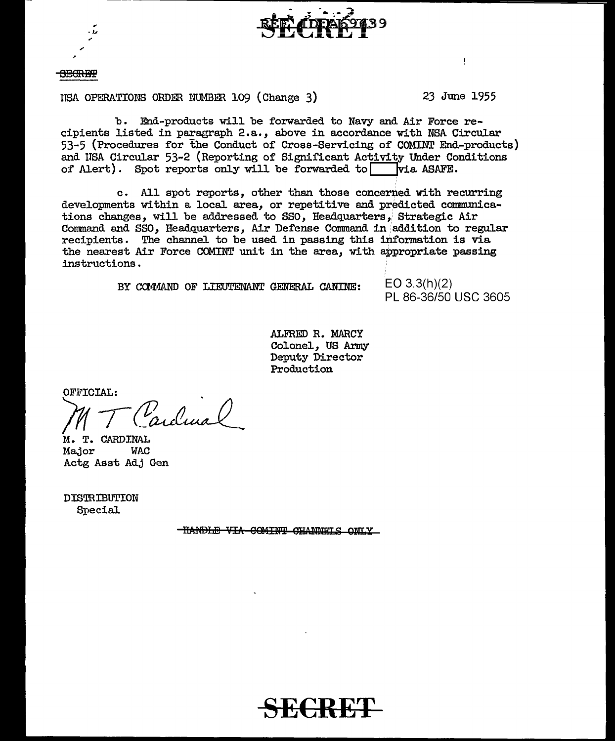SECRET

NSA OPERATIONS ORDER NUMBER 109 (Change 3) 23 June 1955

b. End-products will be forwarded to Navy and Air Force recipients listed in paragraph 2.a., above in accordance with NSA Circular 53-5 (Procedures for the Conduct of Cross-Servicing of COMINT End-products) and NSA Circular 53-2 (Reporting of Significant Activity Under Conditions of Alert). Spot reports only will be forwarded to [ ] via ASAFE.

c. All spot reports, other than those concerned with recurring developments within a local area, or repetitive and predicted communications changes, will be addressed to SSO, Headquarters, Strategic Air Command and SSO, Headquarters, Air Defense Command in addition to regular recipients. The channel to be used in passing this information is via the nearest Air Force COMINT unit in the area, with appropriate passing instructions.

BY COMMAND OF LIEUTENANT GENERAL CANINE:

EO 3.3(h)(2)
PL 86-36/50 USC 3605

ALFRED R. MARCY
Colonel, US Army
Deputy Director
Production

OFFICIAL:

M T Cardinal

M. T. CARDINAL
Major WAC
Actg Asst Adj Gen

DISTRIBUTION
Special

~~HANDLE VIA COMINT CHANNELS ONLY~~

SECRET